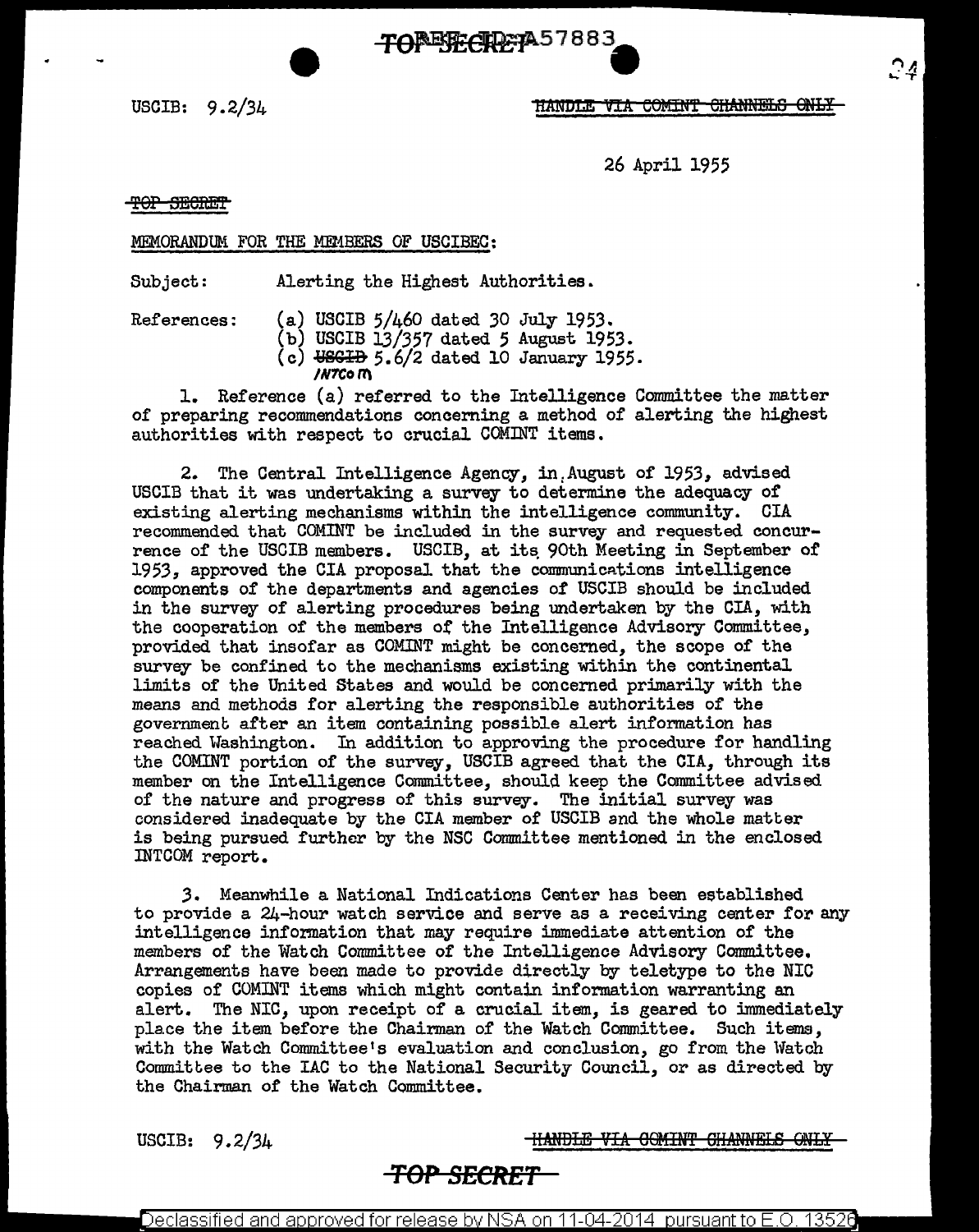USCIB: 9.2/34

~~HANDLE VIA COMINT CHANNELS ONLY~~

26 April 1955

~~TOP SECRET~~

MEMORANDUM FOR THE MEMBERS OF USCIBEC:

Subject: Alerting the Highest Authorities.

References:
(a) USCIB 5/460 dated 30 July 1953.
(b) USCIB 13/357 dated 5 August 1953.
(c) ~~USCIB~~ INTCOM 5.6/2 dated 10 January 1955.

1. Reference (a) referred to the Intelligence Committee the matter of preparing recommendations concerning a method of alerting the highest authorities with respect to crucial COMINT items.

2. The Central Intelligence Agency, in August of 1953, advised USCIB that it was undertaking a survey to determine the adequacy of existing alerting mechanisms within the intelligence community. CIA recommended that COMINT be included in the survey and requested concurrence of the USCIB members. USCIB, at its 90th Meeting in September of 1953, approved the CIA proposal that the communications intelligence components of the departments and agencies of USCIB should be included in the survey of alerting procedures being undertaken by the CIA, with the cooperation of the members of the Intelligence Advisory Committee, provided that insofar as COMINT might be concerned, the scope of the survey be confined to the mechanisms existing within the continental limits of the United States and would be concerned primarily with the means and methods for alerting the responsible authorities of the government after an item containing possible alert information has reached Washington. In addition to approving the procedure for handling the COMINT portion of the survey, USCIB agreed that the CIA, through its member on the Intelligence Committee, should keep the Committee advised of the nature and progress of this survey. The initial survey was considered inadequate by the CIA member of USCIB and the whole matter is being pursued further by the NSC Committee mentioned in the enclosed INTCOM report.

3. Meanwhile a National Indications Center has been established to provide a 24-hour watch service and serve as a receiving center for any intelligence information that may require immediate attention of the members of the Watch Committee of the Intelligence Advisory Committee. Arrangements have been made to provide directly by teletype to the NIC copies of COMINT items which might contain information warranting an alert. The NIC, upon receipt of a crucial item, is geared to immediately place the item before the Chairman of the Watch Committee. Such items, with the Watch Committee's evaluation and conclusion, go from the Watch Committee to the IAC to the National Security Council, or as directed by the Chairman of the Watch Committee.

USCIB: 9.2/34

~~HANDLE VIA COMINT CHANNELS ONLY~~

~~TOP SECRET~~

Declassified and approved for release by NSA on 11-04-2014 pursuant to E.O. 13526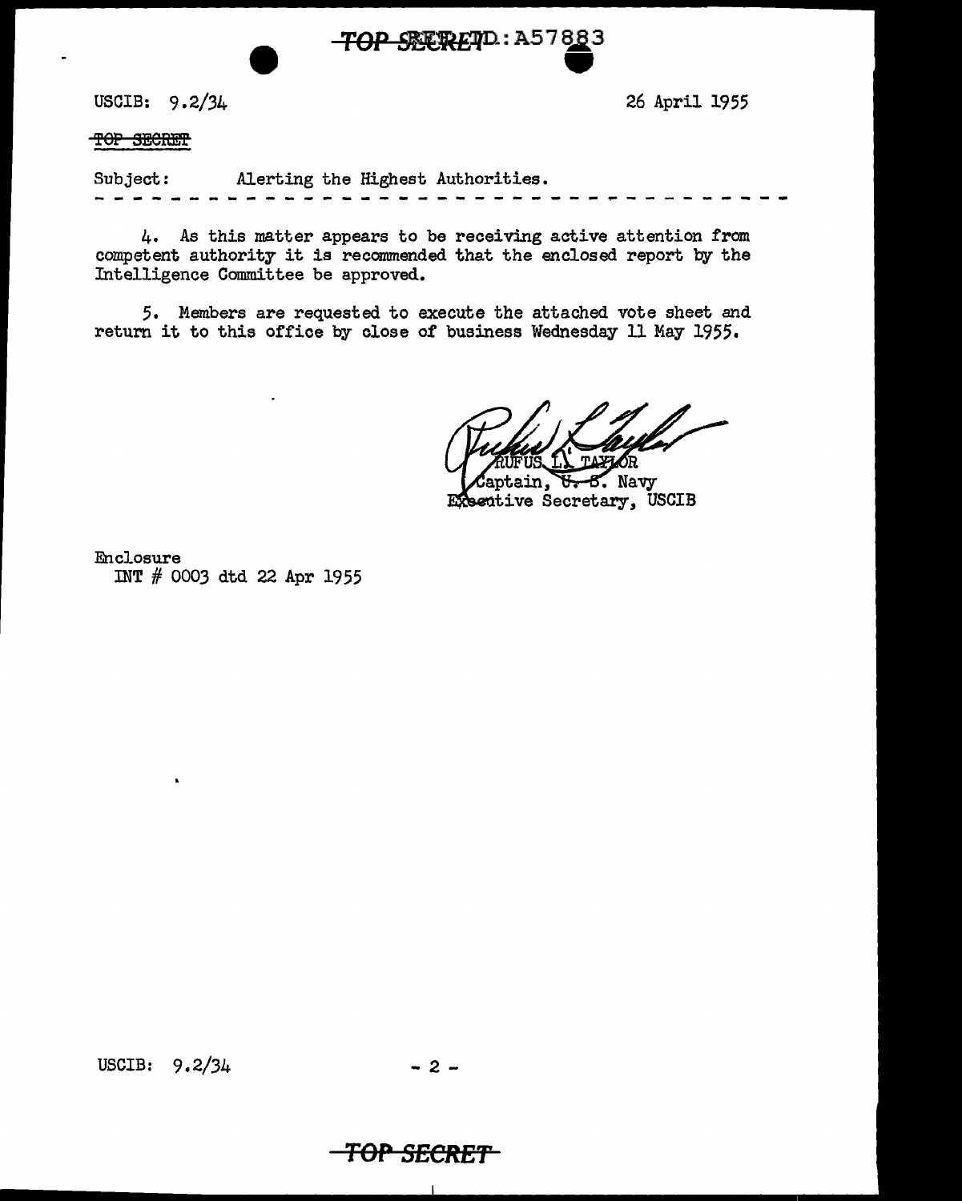USCIB: 9.2/34 26 April 1955

~~TOP SECRET~~

Subject: Alerting the Highest Authorities.

- - - - - - - - - - - - - - - - - - - - - - - - - - - - - - - - - - - - - - -

4. As this matter appears to be receiving active attention from competent authority it is recommended that the enclosed report by the Intelligence Committee be approved.

5. Members are requested to execute the attached vote sheet and return it to this office by close of business Wednesday 11 May 1955.

RUFUS L. TAYLOR
Captain, ~~U. S.~~ Navy
Executive Secretary, USCIB

Enclosure
INT # 0003 dtd 22 Apr 1955

USCIB: 9.2/34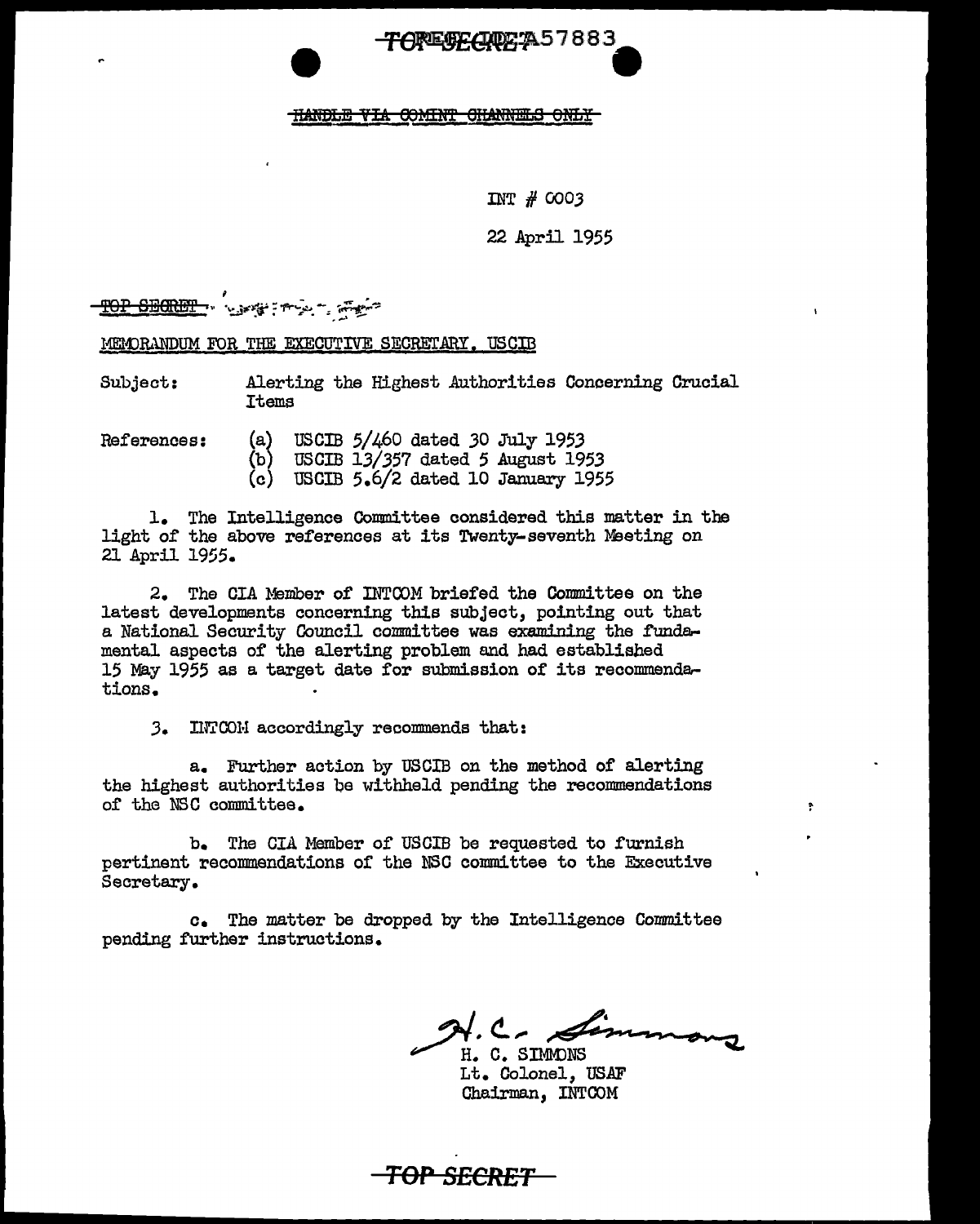TOP SECRET A57883

~~HANDLE VIA COMINT CHANNELS ONLY~~

INT # 0003

22 April 1955

~~TOP SECRET~~

MEMORANDUM FOR THE EXECUTIVE SECRETARY, USCIB

Subject: Alerting the Highest Authorities Concerning Crucial Items

References:
- (a) USCIB 5/460 dated 30 July 1953
- (b) USCIB 13/357 dated 5 August 1953
- (c) USCIB 5.6/2 dated 10 January 1955

1. The Intelligence Committee considered this matter in the light of the above references at its Twenty-seventh Meeting on 21 April 1955.

2. The CIA Member of INTCOM briefed the Committee on the latest developments concerning this subject, pointing out that a National Security Council committee was examining the fundamental aspects of the alerting problem and had established 15 May 1955 as a target date for submission of its recommendations.

3. INTCOM accordingly recommends that:

a. Further action by USCIB on the method of alerting the highest authorities be withheld pending the recommendations of the NSC committee.

b. The CIA Member of USCIB be requested to furnish pertinent recommendations of the NSC committee to the Executive Secretary.

c. The matter be dropped by the Intelligence Committee pending further instructions.

H. C. Simmons

H. C. SIMMONS
Lt. Colonel, USAF
Chairman, INTCOM

~~TOP SECRET~~